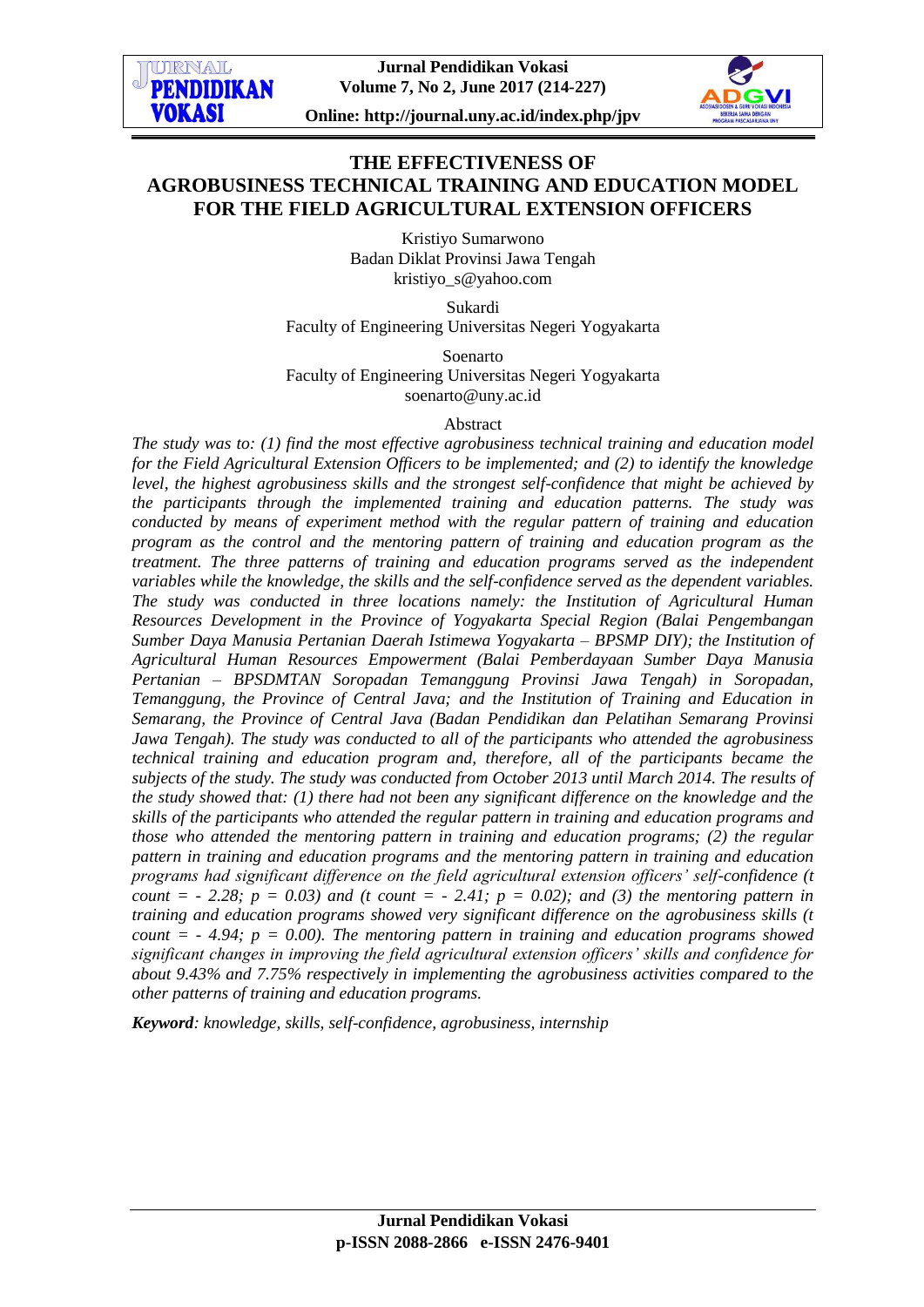# THE EFFECTIVENESS OF AGROBUSINESS TECHNICAL TRAINING AND EDUCATION MODEL FOR THE FIELD AGRICULTURAL EXTENSION OFFICERS

Kristiyo Sumarwono
Badan Diklat Provinsi Jawa Tengah
kristiyo_s@yahoo.com

Sukardi
Faculty of Engineering Universitas Negeri Yogyakarta

Soenarto
Faculty of Engineering Universitas Negeri Yogyakarta
soenarto@uny.ac.id

## Abstract

*The study was to: (1) find the most effective agrobusiness technical training and education model for the Field Agricultural Extension Officers to be implemented; and (2) to identify the knowledge level, the highest agrobusiness skills and the strongest self-confidence that might be achieved by the participants through the implemented training and education patterns. The study was conducted by means of experiment method with the regular pattern of training and education program as the control and the mentoring pattern of training and education program as the treatment. The three patterns of training and education programs served as the independent variables while the knowledge, the skills and the self-confidence served as the dependent variables. The study was conducted in three locations namely: the Institution of Agricultural Human Resources Development in the Province of Yogyakarta Special Region (Balai Pengembangan Sumber Daya Manusia Pertanian Daerah Istimewa Yogyakarta – BPSMP DIY); the Institution of Agricultural Human Resources Empowerment (Balai Pemberdayaan Sumber Daya Manusia Pertanian – BPSDMTAN Soropadan Temanggung Provinsi Jawa Tengah) in Soropadan, Temanggung, the Province of Central Java; and the Institution of Training and Education in Semarang, the Province of Central Java (Badan Pendidikan dan Pelatihan Semarang Provinsi Jawa Tengah). The study was conducted to all of the participants who attended the agrobusiness technical training and education program and, therefore, all of the participants became the subjects of the study. The study was conducted from October 2013 until March 2014. The results of the study showed that: (1) there had not been any significant difference on the knowledge and the skills of the participants who attended the regular pattern in training and education programs and those who attended the mentoring pattern in training and education programs; (2) the regular pattern in training and education programs and the mentoring pattern in training and education programs had significant difference on the field agricultural extension officers' self-confidence (t count = - 2.28; p = 0.03) and (t count = - 2.41; p = 0.02); and (3) the mentoring pattern in training and education programs showed very significant difference on the agrobusiness skills (t count = - 4.94; p = 0.00). The mentoring pattern in training and education programs showed significant changes in improving the field agricultural extension officers' skills and confidence for about 9.43% and 7.75% respectively in implementing the agrobusiness activities compared to the other patterns of training and education programs.*

***Keyword**: knowledge, skills, self-confidence, agrobusiness, internship*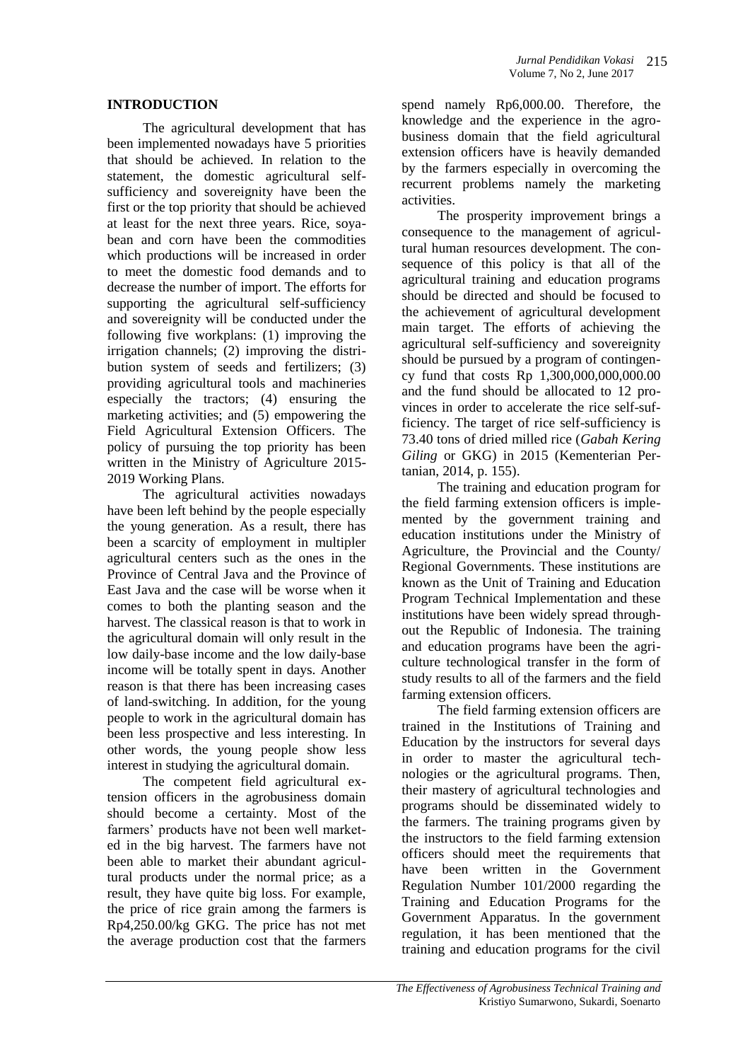## INTRODUCTION

The agricultural development that has been implemented nowadays have 5 priorities that should be achieved. In relation to the statement, the domestic agricultural self-sufficiency and sovereignity have been the first or the top priority that should be achieved at least for the next three years. Rice, soyabean and corn have been the commodities which productions will be increased in order to meet the domestic food demands and to decrease the number of import. The efforts for supporting the agricultural self-sufficiency and sovereignity will be conducted under the following five workplans: (1) improving the irrigation channels; (2) improving the distribution system of seeds and fertilizers; (3) providing agricultural tools and machineries especially the tractors; (4) ensuring the marketing activities; and (5) empowering the Field Agricultural Extension Officers. The policy of pursuing the top priority has been written in the Ministry of Agriculture 2015-2019 Working Plans.

The agricultural activities nowadays have been left behind by the people especially the young generation. As a result, there has been a scarcity of employment in multipler agricultural centers such as the ones in the Province of Central Java and the Province of East Java and the case will be worse when it comes to both the planting season and the harvest. The classical reason is that to work in the agricultural domain will only result in the low daily-base income and the low daily-base income will be totally spent in days. Another reason is that there has been increasing cases of land-switching. In addition, for the young people to work in the agricultural domain has been less prospective and less interesting. In other words, the young people show less interest in studying the agricultural domain.

The competent field agricultural extension officers in the agrobusiness domain should become a certainty. Most of the farmers' products have not been well marketed in the big harvest. The farmers have not been able to market their abundant agricultural products under the normal price; as a result, they have quite big loss. For example, the price of rice grain among the farmers is Rp4,250.00/kg GKG. The price has not met the average production cost that the farmers spend namely Rp6,000.00. Therefore, the knowledge and the experience in the agrobusiness domain that the field agricultural extension officers have is heavily demanded by the farmers especially in overcoming the recurrent problems namely the marketing activities.

The prosperity improvement brings a consequence to the management of agricultural human resources development. The consequence of this policy is that all of the agricultural training and education programs should be directed and should be focused to the achievement of agricultural development main target. The efforts of achieving the agricultural self-sufficiency and sovereignity should be pursued by a program of contingency fund that costs Rp 1,300,000,000,000.00 and the fund should be allocated to 12 provinces in order to accelerate the rice self-sufficiency. The target of rice self-sufficiency is 73.40 tons of dried milled rice (*Gabah Kering Giling* or GKG) in 2015 (Kementerian Pertanian, 2014, p. 155).

The training and education program for the field farming extension officers is implemented by the government training and education institutions under the Ministry of Agriculture, the Provincial and the County/Regional Governments. These institutions are known as the Unit of Training and Education Program Technical Implementation and these institutions have been widely spread throughout the Republic of Indonesia. The training and education programs have been the agriculture technological transfer in the form of study results to all of the farmers and the field farming extension officers.

The field farming extension officers are trained in the Institutions of Training and Education by the instructors for several days in order to master the agricultural technologies or the agricultural programs. Then, their mastery of agricultural technologies and programs should be disseminated widely to the farmers. The training programs given by the instructors to the field farming extension officers should meet the requirements that have been written in the Government Regulation Number 101/2000 regarding the Training and Education Programs for the Government Apparatus. In the government regulation, it has been mentioned that the training and education programs for the civil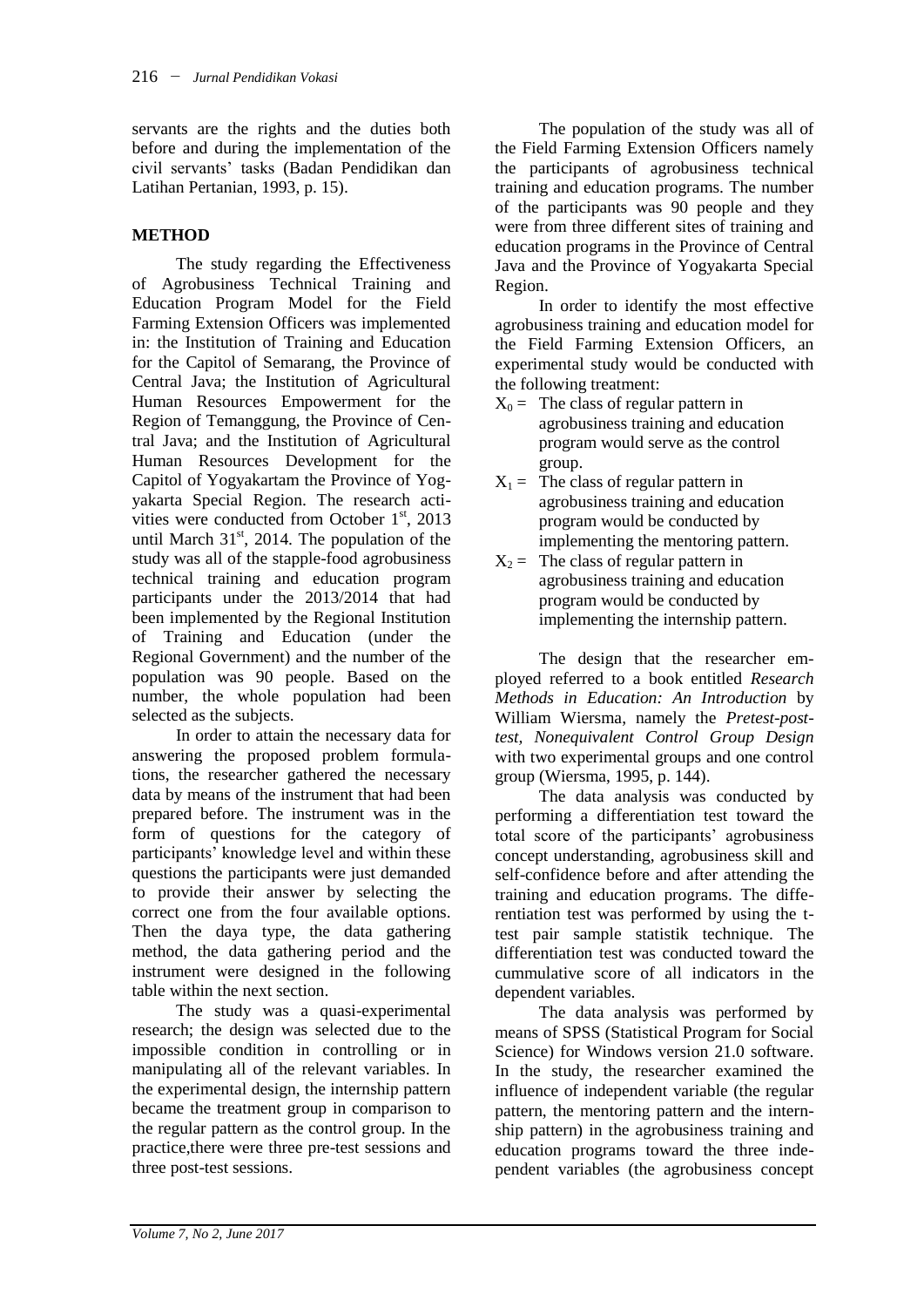servants are the rights and the duties both before and during the implementation of the civil servants' tasks (Badan Pendidikan dan Latihan Pertanian, 1993, p. 15).

## METHOD

The study regarding the Effectiveness of Agrobusiness Technical Training and Education Program Model for the Field Farming Extension Officers was implemented in: the Institution of Training and Education for the Capitol of Semarang, the Province of Central Java; the Institution of Agricultural Human Resources Empowerment for the Region of Temanggung, the Province of Central Java; and the Institution of Agricultural Human Resources Development for the Capitol of Yogyakartam the Province of Yogyakarta Special Region. The research activities were conducted from October 1[st], 2013 until March 31[st], 2014. The population of the study was all of the stapple-food agrobusiness technical training and education program participants under the 2013/2014 that had been implemented by the Regional Institution of Training and Education (under the Regional Government) and the number of the population was 90 people. Based on the number, the whole population had been selected as the subjects.

In order to attain the necessary data for answering the proposed problem formulations, the researcher gathered the necessary data by means of the instrument that had been prepared before. The instrument was in the form of questions for the category of participants' knowledge level and within these questions the participants were just demanded to provide their answer by selecting the correct one from the four available options. Then the daya type, the data gathering method, the data gathering period and the instrument were designed in the following table within the next section.

The study was a quasi-experimental research; the design was selected due to the impossible condition in controlling or in manipulating all of the relevant variables. In the experimental design, the internship pattern became the treatment group in comparison to the regular pattern as the control group. In the practice,there were three pre-test sessions and three post-test sessions.

The population of the study was all of the Field Farming Extension Officers namely the participants of agrobusiness technical training and education programs. The number of the participants was 90 people and they were from three different sites of training and education programs in the Province of Central Java and the Province of Yogyakarta Special Region.

In order to identify the most effective agrobusiness training and education model for the Field Farming Extension Officers, an experimental study would be conducted with the following treatment:

- $X_0$ = The class of regular pattern in agrobusiness training and education program would serve as the control group.
- $X_1$ = The class of regular pattern in agrobusiness training and education program would be conducted by implementing the mentoring pattern.
- $X_2$ = The class of regular pattern in agrobusiness training and education program would be conducted by implementing the internship pattern.

The design that the researcher employed referred to a book entitled *Research Methods in Education: An Introduction* by William Wiersma, namely the *Pretest-posttest, Nonequivalent Control Group Design* with two experimental groups and one control group (Wiersma, 1995, p. 144).

The data analysis was conducted by performing a differentiation test toward the total score of the participants' agrobusiness concept understanding, agrobusiness skill and self-confidence before and after attending the training and education programs. The differentiation test was performed by using the t-test pair sample statistik technique. The differentiation test was conducted toward the cummulative score of all indicators in the dependent variables.

The data analysis was performed by means of SPSS (Statistical Program for Social Science) for Windows version 21.0 software. In the study, the researcher examined the influence of independent variable (the regular pattern, the mentoring pattern and the internship pattern) in the agrobusiness training and education programs toward the three independent variables (the agrobusiness concept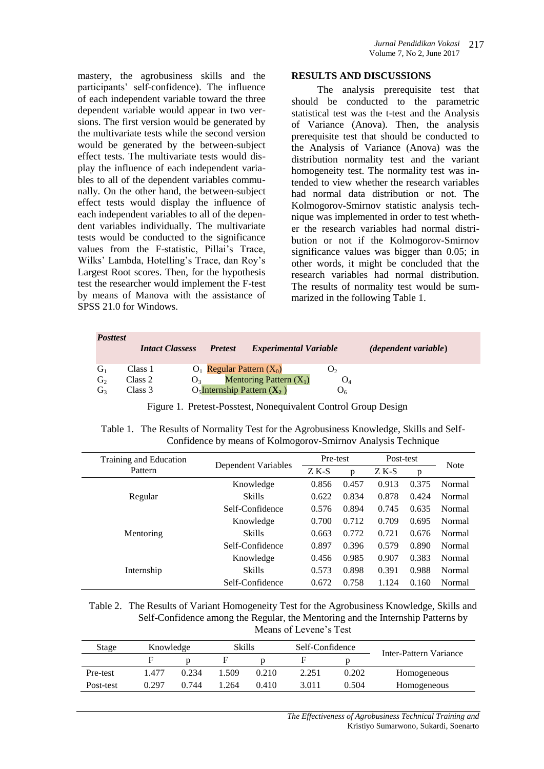mastery, the agrobusiness skills and the participants' self-confidence). The influence of each independent variable toward the three dependent variable would appear in two versions. The first version would be generated by the multivariate tests while the second version would be generated by the between-subject effect tests. The multivariate tests would display the influence of each independent variables to all of the dependent variables communally. On the other hand, the between-subject effect tests would display the influence of each independent variables to all of the dependent variables individually. The multivariate tests would be conducted to the significance values from the F-statistic, Pillai's Trace, Wilks' Lambda, Hotelling's Trace, dan Roy's Largest Root scores. Then, for the hypothesis test the researcher would implement the F-test by means of Manova with the assistance of SPSS 21.0 for Windows.

| ***Posttest*** | ***Intact Classess*** | ***Pretest*** | ***Experimental Variable*** | ***(dependent variable)*** |
|---|---|---|---|---|
| $G_1$ | Class 1 | $O_1$ | Regular Pattern ($X_0$) | $O_2$ |
| $G_2$ | Class 2 | $O_3$ | Mentoring Pattern ($X_1$) | $O_4$ |
| $G_3$ | Class 3 | $O_5$ | Internship Pattern ($X_2$) | $O_6$ |

Figure 1. Pretest-Posstest, Nonequivalent Control Group Design

## RESULTS AND DISCUSSIONS

The analysis prerequisite test that should be conducted to the parametric statistical test was the t-test and the Analysis of Variance (Anova). Then, the analysis prerequisite test that should be conducted to the Analysis of Variance (Anova) was the distribution normality test and the variant homogeneity test. The normality test was intended to view whether the research variables had normal data distribution or not. The Kolmogorov-Smirnov statistic analysis technique was implemented in order to test whether the research variables had normal distribution or not if the Kolmogorov-Smirnov significance values was bigger than 0.05; in other words, it might be concluded that the research variables had normal distribution. The results of normality test would be summarized in the following Table 1.

Table 1. The Results of Normality Test for the Agrobusiness Knowledge, Skills and Self-Confidence by means of Kolmogorov-Smirnov Analysis Technique

| Training and Education Pattern | Dependent Variables | Pre-test | | Post-test | | Note |
|---|---|---|---|---|---|---|
| | | Z K-S | p | Z K-S | p | |
| Regular | Knowledge | 0.856 | 0.457 | 0.913 | 0.375 | Normal |
| | Skills | 0.622 | 0.834 | 0.878 | 0.424 | Normal |
| | Self-Confidence | 0.576 | 0.894 | 0.745 | 0.635 | Normal |
| Mentoring | Knowledge | 0.700 | 0.712 | 0.709 | 0.695 | Normal |
| | Skills | 0.663 | 0.772 | 0.721 | 0.676 | Normal |
| | Self-Confidence | 0.897 | 0.396 | 0.579 | 0.890 | Normal |
| Internship | Knowledge | 0.456 | 0.985 | 0.907 | 0.383 | Normal |
| | Skills | 0.573 | 0.898 | 0.391 | 0.988 | Normal |
| | Self-Confidence | 0.672 | 0.758 | 1.124 | 0.160 | Normal |

Table 2. The Results of Variant Homogeneity Test for the Agrobusiness Knowledge, Skills and Self-Confidence among the Regular, the Mentoring and the Internship Patterns by Means of Levene's Test

| Stage | Knowledge | | Skills | | Self-Confidence | | Inter-Pattern Variance |
|---|---|---|---|---|---|---|---|
| | F | p | F | p | F | p | |
| Pre-test | 1.477 | 0.234 | 1.509 | 0.210 | 2.251 | 0.202 | Homogeneous |
| Post-test | 0.297 | 0.744 | 1.264 | 0.410 | 3.011 | 0.504 | Homogeneous |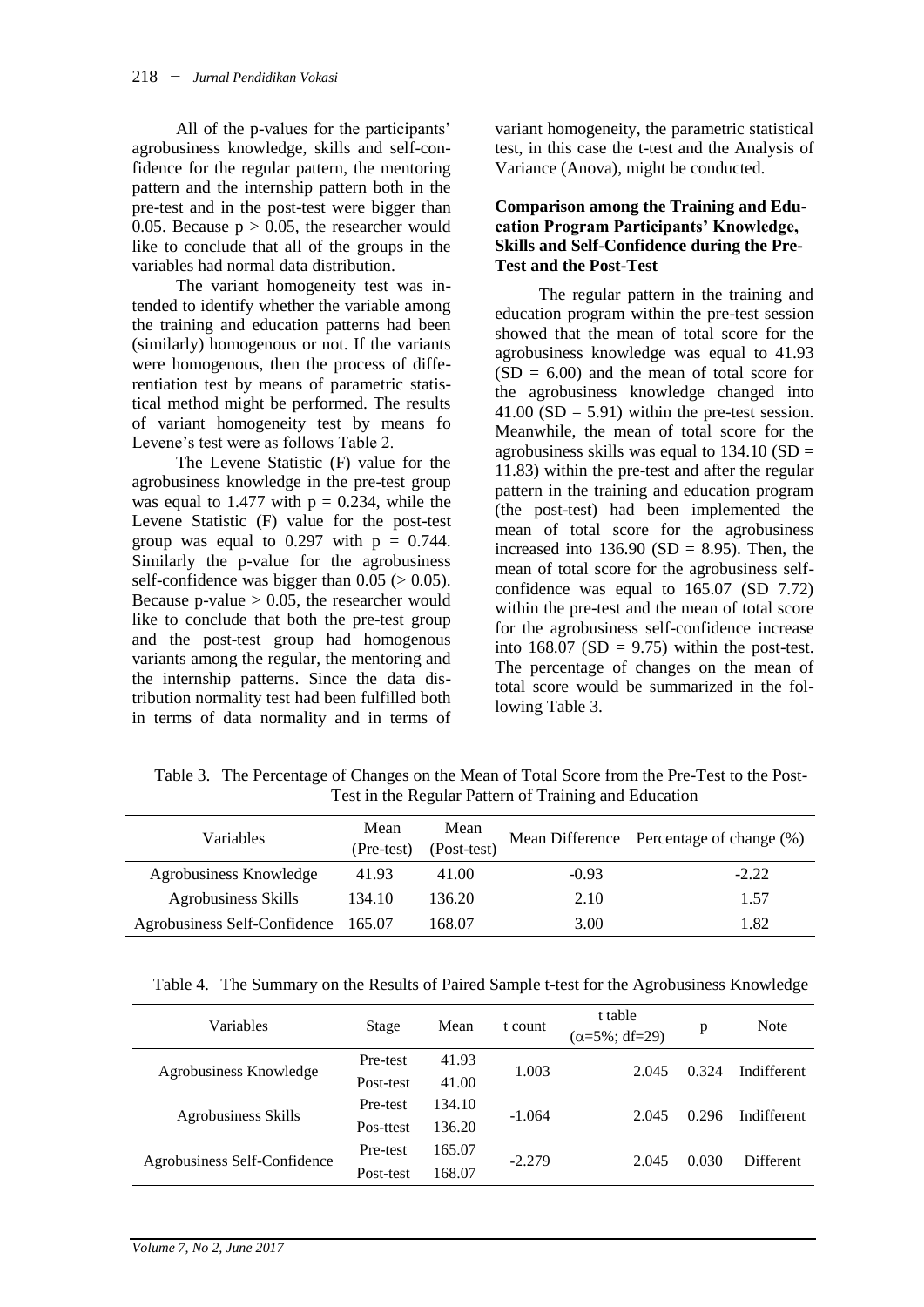All of the p-values for the participants' agrobusiness knowledge, skills and self-confidence for the regular pattern, the mentoring pattern and the internship pattern both in the pre-test and in the post-test were bigger than 0.05. Because $p > 0.05$, the researcher would like to conclude that all of the groups in the variables had normal data distribution.

The variant homogeneity test was intended to identify whether the variable among the training and education patterns had been (similarly) homogenous or not. If the variants were homogenous, then the process of differentiation test by means of parametric statistical method might be performed. The results of variant homogeneity test by means fo Levene's test were as follows Table 2.

The Levene Statistic (F) value for the agrobusiness knowledge in the pre-test group was equal to 1.477 with $p = 0.234$, while the Levene Statistic (F) value for the post-test group was equal to 0.297 with $p = 0.744$. Similarly the p-value for the agrobusiness self-confidence was bigger than 0.05 ($> 0.05$). Because p-value $> 0.05$, the researcher would like to conclude that both the pre-test group and the post-test group had homogenous variants among the regular, the mentoring and the internship patterns. Since the data distribution normality test had been fulfilled both in terms of data normality and in terms of variant homogeneity, the parametric statistical test, in this case the t-test and the Analysis of Variance (Anova), might be conducted.

### Comparison among the Training and Education Program Participants' Knowledge, Skills and Self-Confidence during the Pre-Test and the Post-Test

The regular pattern in the training and education program within the pre-test session showed that the mean of total score for the agrobusiness knowledge was equal to 41.93 ($SD = 6.00$) and the mean of total score for the agrobusiness knowledge changed into 41.00 ($SD = 5.91$) within the pre-test session. Meanwhile, the mean of total score for the agrobusiness skills was equal to 134.10 ($SD = 11.83$) within the pre-test and after the regular pattern in the training and education program (the post-test) had been implemented the mean of total score for the agrobusiness increased into 136.90 ($SD = 8.95$). Then, the mean of total score for the agrobusiness self-confidence was equal to 165.07 (SD 7.72) within the pre-test and the mean of total score for the agrobusiness self-confidence increase into 168.07 ($SD = 9.75$) within the post-test. The percentage of changes on the mean of total score would be summarized in the following Table 3.

Table 3. The Percentage of Changes on the Mean of Total Score from the Pre-Test to the Post-Test in the Regular Pattern of Training and Education

| Variables | Mean (Pre-test) | Mean (Post-test) | Mean Difference | Percentage of change (%) |
|---|---|---|---|---|
| Agrobusiness Knowledge | 41.93 | 41.00 | -0.93 | -2.22 |
| Agrobusiness Skills | 134.10 | 136.20 | 2.10 | 1.57 |
| Agrobusiness Self-Confidence | 165.07 | 168.07 | 3.00 | 1.82 |

Table 4. The Summary on the Results of Paired Sample t-test for the Agrobusiness Knowledge

| Variables | Stage | Mean | t count | t table ($\alpha$=5%; df=29) | p | Note |
|---|---|---|---|---|---|---|
| Agrobusiness Knowledge | Pre-test | 41.93 | 1.003 | 2.045 | 0.324 | Indifferent |
| | Post-test | 41.00 | | | | |
| Agrobusiness Skills | Pre-test | 134.10 | -1.064 | 2.045 | 0.296 | Indifferent |
| | Pos-ttest | 136.20 | | | | |
| Agrobusiness Self-Confidence | Pre-test | 165.07 | -2.279 | 2.045 | 0.030 | Different |
| | Post-test | 168.07 | | | | |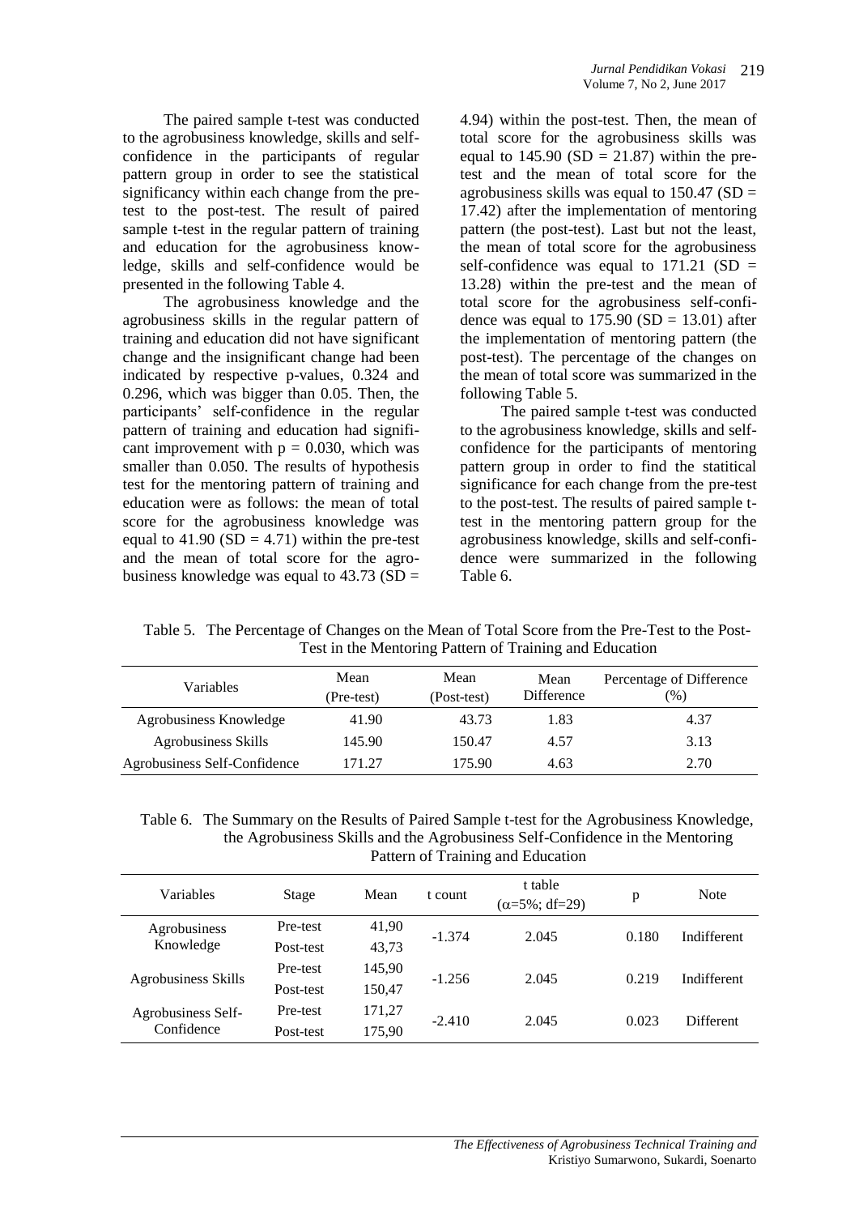The paired sample t-test was conducted to the agrobusiness knowledge, skills and self-confidence in the participants of regular pattern group in order to see the statistical significancy within each change from the pre-test to the post-test. The result of paired sample t-test in the regular pattern of training and education for the agrobusiness knowledge, skills and self-confidence would be presented in the following Table 4.

The agrobusiness knowledge and the agrobusiness skills in the regular pattern of training and education did not have significant change and the insignificant change had been indicated by respective p-values, 0.324 and 0.296, which was bigger than 0.05. Then, the participants' self-confidence in the regular pattern of training and education had significant improvement with $p = 0.030$, which was smaller than 0.050. The results of hypothesis test for the mentoring pattern of training and education were as follows: the mean of total score for the agrobusiness knowledge was equal to 41.90 ($SD = 4.71$) within the pre-test and the mean of total score for the agrobusiness knowledge was equal to 43.73 ($SD = 4.94$) within the post-test. Then, the mean of total score for the agrobusiness skills was equal to 145.90 ($SD = 21.87$) within the pre-test and the mean of total score for the agrobusiness skills was equal to 150.47 ($SD = 17.42$) after the implementation of mentoring pattern (the post-test). Last but not the least, the mean of total score for the agrobusiness self-confidence was equal to 171.21 ($SD = 13.28$) within the pre-test and the mean of total score for the agrobusiness self-confidence was equal to 175.90 ($SD = 13.01$) after the implementation of mentoring pattern (the post-test). The percentage of the changes on the mean of total score was summarized in the following Table 5.

The paired sample t-test was conducted to the agrobusiness knowledge, skills and self-confidence for the participants of mentoring pattern group in order to find the statitical significance for each change from the pre-test to the post-test. The results of paired sample t-test in the mentoring pattern group for the agrobusiness knowledge, skills and self-confidence were summarized in the following Table 6.

Table 5. The Percentage of Changes on the Mean of Total Score from the Pre-Test to the Post-Test in the Mentoring Pattern of Training and Education

| Variables | Mean (Pre-test) | Mean (Post-test) | Mean Difference | Percentage of Difference (%) |
|---|---|---|---|---|
| Agrobusiness Knowledge | 41.90 | 43.73 | 1.83 | 4.37 |
| Agrobusiness Skills | 145.90 | 150.47 | 4.57 | 3.13 |
| Agrobusiness Self-Confidence | 171.27 | 175.90 | 4.63 | 2.70 |

Table 6. The Summary on the Results of Paired Sample t-test for the Agrobusiness Knowledge, the Agrobusiness Skills and the Agrobusiness Self-Confidence in the Mentoring Pattern of Training and Education

| Variables | Stage | Mean | t count | t table ($\alpha$=5%; df=29) | p | Note |
|---|---|---|---|---|---|---|
| Agrobusiness Knowledge | Pre-test | 41,90 | -1.374 | 2.045 | 0.180 | Indifferent |
| | Post-test | 43,73 | | | | |
| Agrobusiness Skills | Pre-test | 145,90 | -1.256 | 2.045 | 0.219 | Indifferent |
| | Post-test | 150,47 | | | | |
| Agrobusiness Self-Confidence | Pre-test | 171,27 | -2.410 | 2.045 | 0.023 | Different |
| | Post-test | 175,90 | | | | |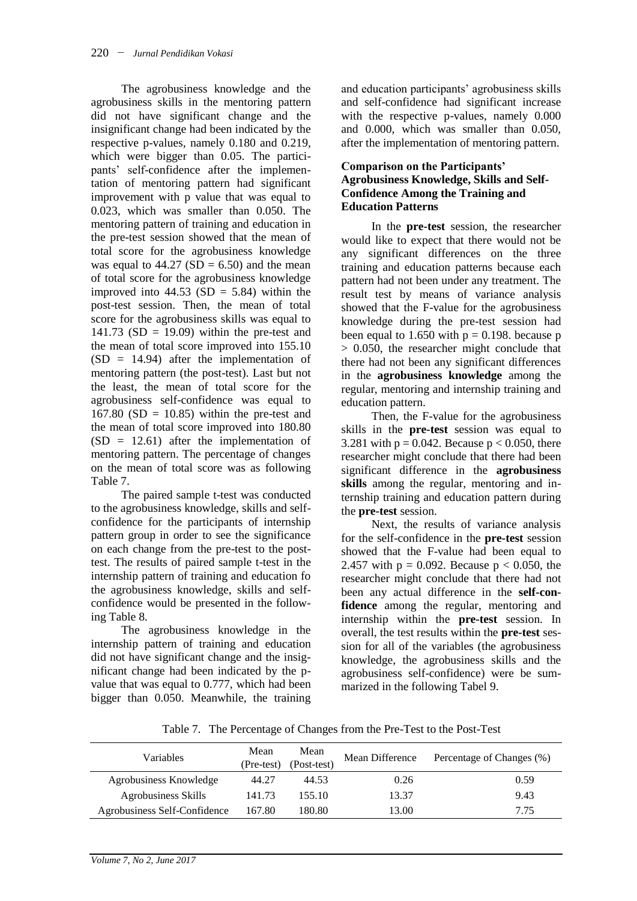The agrobusiness knowledge and the agrobusiness skills in the mentoring pattern did not have significant change and the insignificant change had been indicated by the respective p-values, namely 0.180 and 0.219, which were bigger than 0.05. The participants' self-confidence after the implementation of mentoring pattern had significant improvement with p value that was equal to 0.023, which was smaller than 0.050. The mentoring pattern of training and education in the pre-test session showed that the mean of total score for the agrobusiness knowledge was equal to 44.27 (SD = 6.50) and the mean of total score for the agrobusiness knowledge improved into 44.53 (SD = 5.84) within the post-test session. Then, the mean of total score for the agrobusiness skills was equal to 141.73 (SD = 19.09) within the pre-test and the mean of total score improved into 155.10 (SD = 14.94) after the implementation of mentoring pattern (the post-test). Last but not the least, the mean of total score for the agrobusiness self-confidence was equal to 167.80 (SD = 10.85) within the pre-test and the mean of total score improved into 180.80 (SD = 12.61) after the implementation of mentoring pattern. The percentage of changes on the mean of total score was as following Table 7.

The paired sample t-test was conducted to the agrobusiness knowledge, skills and self-confidence for the participants of internship pattern group in order to see the significance on each change from the pre-test to the post-test. The results of paired sample t-test in the internship pattern of training and education fo the agrobusiness knowledge, skills and self-confidence would be presented in the following Table 8.

The agrobusiness knowledge in the internship pattern of training and education did not have significant change and the insignificant change had been indicated by the p-value that was equal to 0.777, which had been bigger than 0.050. Meanwhile, the training and education participants' agrobusiness skills and self-confidence had significant increase with the respective p-values, namely 0.000 and 0.000, which was smaller than 0.050, after the implementation of mentoring pattern.

### Comparison on the Participants' Agrobusiness Knowledge, Skills and Self-Confidence Among the Training and Education Patterns

In the **pre-test** session, the researcher would like to expect that there would not be any significant differences on the three training and education patterns because each pattern had not been under any treatment. The result test by means of variance analysis showed that the F-value for the agrobusiness knowledge during the pre-test session had been equal to 1.650 with $p = 0.198$. because $p > 0.050$, the researcher might conclude that there had not been any significant differences in the **agrobusiness knowledge** among the regular, mentoring and internship training and education pattern.

Then, the F-value for the agrobusiness skills in the **pre-test** session was equal to 3.281 with $p = 0.042$. Because $p < 0.050$, there researcher might conclude that there had been significant difference in the **agrobusiness skills** among the regular, mentoring and internship training and education pattern during the **pre-test** session.

Next, the results of variance analysis for the self-confidence in the **pre-test** session showed that the F-value had been equal to 2.457 with $p = 0.092$. Because $p < 0.050$, the researcher might conclude that there had not been any actual difference in the **self-confidence** among the regular, mentoring and internship within the **pre-test** session. In overall, the test results within the **pre-test** session for all of the variables (the agrobusiness knowledge, the agrobusiness skills and the agrobusiness self-confidence) were be summarized in the following Tabel 9.

Table 7. The Percentage of Changes from the Pre-Test to the Post-Test

| Variables | Mean (Pre-test) | Mean (Post-test) | Mean Difference | Percentage of Changes (%) |
|---|---|---|---|---|
| Agrobusiness Knowledge | 44.27 | 44.53 | 0.26 | 0.59 |
| Agrobusiness Skills | 141.73 | 155.10 | 13.37 | 9.43 |
| Agrobusiness Self-Confidence | 167.80 | 180.80 | 13.00 | 7.75 |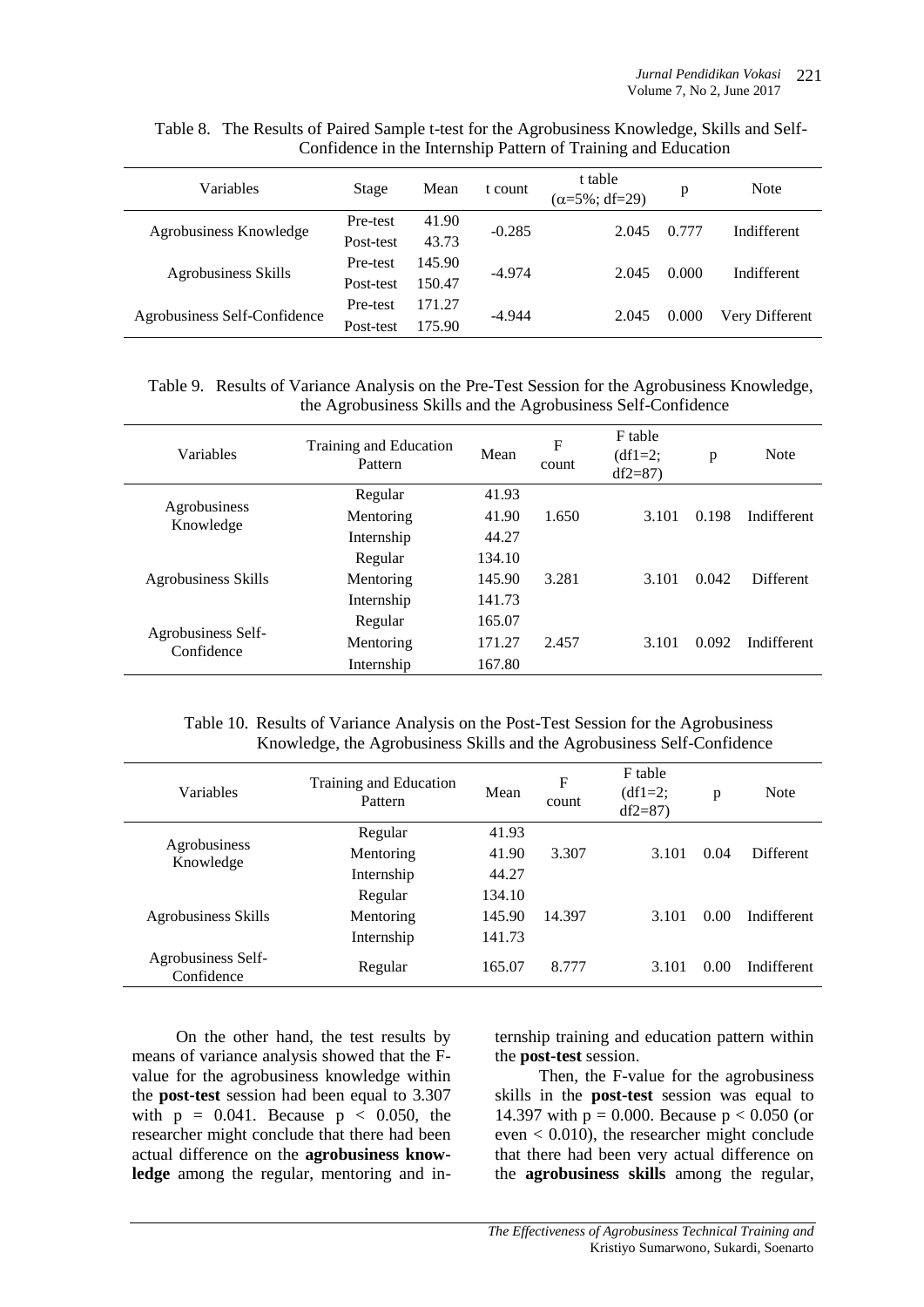Table 8. The Results of Paired Sample t-test for the Agrobusiness Knowledge, Skills and Self-Confidence in the Internship Pattern of Training and Education

| Variables | Stage | Mean | t count | t table ($\alpha$=5%; df=29) | p | Note |
|---|---|---|---|---|---|---|
| Agrobusiness Knowledge | Pre-test | 41.90 | -0.285 | 2.045 | 0.777 | Indifferent |
| | Post-test | 43.73 | | | | |
| Agrobusiness Skills | Pre-test | 145.90 | -4.974 | 2.045 | 0.000 | Indifferent |
| | Post-test | 150.47 | | | | |
| Agrobusiness Self-Confidence | Pre-test | 171.27 | -4.944 | 2.045 | 0.000 | Very Different |
| | Post-test | 175.90 | | | | |

Table 9. Results of Variance Analysis on the Pre-Test Session for the Agrobusiness Knowledge, the Agrobusiness Skills and the Agrobusiness Self-Confidence

| Variables | Training and Education Pattern | Mean | F count | F table (df1=2; df2=87) | p | Note |
|---|---|---|---|---|---|---|
| Agrobusiness Knowledge | Regular | 41.93 | 1.650 | 3.101 | 0.198 | Indifferent |
| | Mentoring | 41.90 | | | | |
| | Internship | 44.27 | | | | |
| Agrobusiness Skills | Regular | 134.10 | 3.281 | 3.101 | 0.042 | Different |
| | Mentoring | 145.90 | | | | |
| | Internship | 141.73 | | | | |
| Agrobusiness Self-Confidence | Regular | 165.07 | 2.457 | 3.101 | 0.092 | Indifferent |
| | Mentoring | 171.27 | | | | |
| | Internship | 167.80 | | | | |

Table 10. Results of Variance Analysis on the Post-Test Session for the Agrobusiness Knowledge, the Agrobusiness Skills and the Agrobusiness Self-Confidence

| Variables | Training and Education Pattern | Mean | F count | F table (df1=2; df2=87) | p | Note |
|---|---|---|---|---|---|---|
| Agrobusiness Knowledge | Regular | 41.93 | 3.307 | 3.101 | 0.04 | Different |
| | Mentoring | 41.90 | | | | |
| | Internship | 44.27 | | | | |
| Agrobusiness Skills | Regular | 134.10 | 14.397 | 3.101 | 0.00 | Indifferent |
| | Mentoring | 145.90 | | | | |
| | Internship | 141.73 | | | | |
| Agrobusiness Self-Confidence | Regular | 165.07 | 8.777 | 3.101 | 0.00 | Indifferent |

On the other hand, the test results by means of variance analysis showed that the F-value for the agrobusiness knowledge within the **post-test** session had been equal to 3.307 with $p = 0.041$. Because $p < 0.050$, the researcher might conclude that there had been actual difference on the **agrobusiness knowledge** among the regular, mentoring and internship training and education pattern within the **post-test** session.

Then, the F-value for the agrobusiness skills in the **post-test** session was equal to 14.397 with $p = 0.000$. Because $p < 0.050$ (or even $< 0.010$), the researcher might conclude that there had been very actual difference on the **agrobusiness skills** among the regular,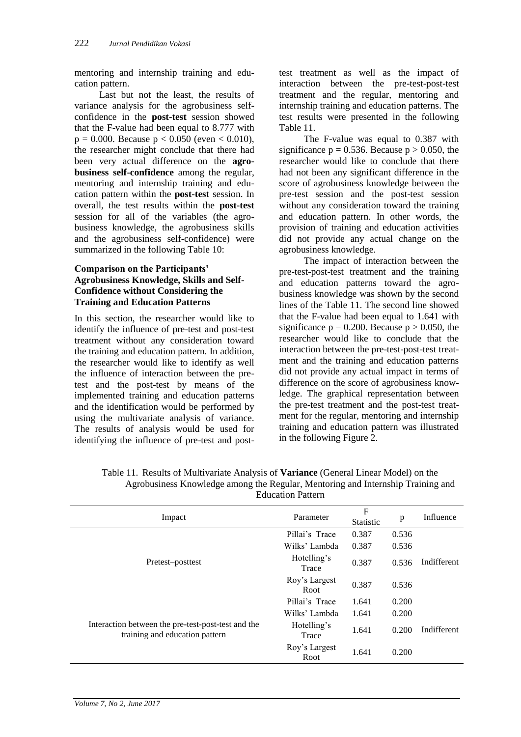mentoring and internship training and education pattern.

Last but not the least, the results of variance analysis for the agrobusiness self-confidence in the **post-test** session showed that the F-value had been equal to 8.777 with $p = 0.000$. Because $p < 0.050$ (even $< 0.010$), the researcher might conclude that there had been very actual difference on the **agrobusiness self-confidence** among the regular, mentoring and internship training and education pattern within the **post-test** session. In overall, the test results within the **post-test** session for all of the variables (the agrobusiness knowledge, the agrobusiness skills and the agrobusiness self-confidence) were summarized in the following Table 10:

### Comparison on the Participants' Agrobusiness Knowledge, Skills and Self-Confidence without Considering the Training and Education Patterns

In this section, the researcher would like to identify the influence of pre-test and post-test treatment without any consideration toward the training and education pattern. In addition, the researcher would like to identify as well the influence of interaction between the pre-test and the post-test by means of the implemented training and education patterns and the identification would be performed by using the multivariate analysis of variance. The results of analysis would be used for identifying the influence of pre-test and post-test treatment as well as the impact of interaction between the pre-test-post-test treatment and the regular, mentoring and internship training and education patterns. The test results were presented in the following Table 11.

The F-value was equal to 0.387 with significance $p = 0.536$. Because $p > 0.050$, the researcher would like to conclude that there had not been any significant difference in the score of agrobusiness knowledge between the pre-test session and the post-test session without any consideration toward the training and education pattern. In other words, the provision of training and education activities did not provide any actual change on the agrobusiness knowledge.

The impact of interaction between the pre-test-post-test treatment and the training and education patterns toward the agrobusiness knowledge was shown by the second lines of the Table 11. The second line showed that the F-value had been equal to 1.641 with significance $p = 0.200$. Because $p > 0.050$, the researcher would like to conclude that the interaction between the pre-test-post-test treatment and the training and education patterns did not provide any actual impact in terms of difference on the score of agrobusiness knowledge. The graphical representation between the pre-test treatment and the post-test treatment for the regular, mentoring and internship training and education pattern was illustrated in the following Figure 2.

Table 11. Results of Multivariate Analysis of **Variance** (General Linear Model) on the Agrobusiness Knowledge among the Regular, Mentoring and Internship Training and Education Pattern

| Impact | Parameter | F Statistic | p | Influence |
|---|---|---|---|---|
| Pretest–posttest | Pillai's Trace | 0.387 | 0.536 | Indifferent |
| | Wilks' Lambda | 0.387 | 0.536 | |
| | Hotelling's Trace | 0.387 | 0.536 | |
| | Roy's Largest Root | 0.387 | 0.536 | |
| Interaction between the pre-test-post-test and the training and education pattern | Pillai's Trace | 1.641 | 0.200 | Indifferent |
| | Wilks' Lambda | 1.641 | 0.200 | |
| | Hotelling's Trace | 1.641 | 0.200 | |
| | Roy's Largest Root | 1.641 | 0.200 | |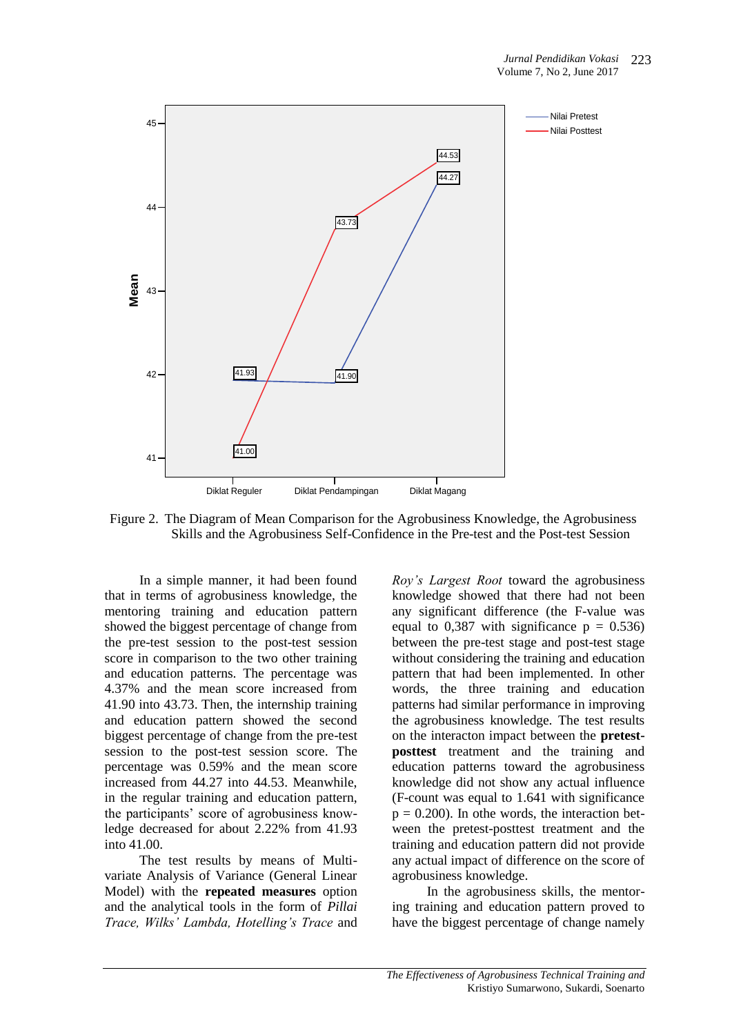Figure 2. The Diagram of Mean Comparison for the Agrobusiness Knowledge, the Agrobusiness Skills and the Agrobusiness Self-Confidence in the Pre-test and the Post-test Session

In a simple manner, it had been found that in terms of agrobusiness knowledge, the mentoring training and education pattern showed the biggest percentage of change from the pre-test session to the post-test session score in comparison to the two other training and education patterns. The percentage was 4.37% and the mean score increased from 41.90 into 43.73. Then, the internship training and education pattern showed the second biggest percentage of change from the pre-test session to the post-test session score. The percentage was 0.59% and the mean score increased from 44.27 into 44.53. Meanwhile, in the regular training and education pattern, the participants' score of agrobusiness knowledge decreased for about 2.22% from 41.93 into 41.00.

The test results by means of Multivariate Analysis of Variance (General Linear Model) with the **repeated measures** option and the analytical tools in the form of *Pillai Trace, Wilks' Lambda, Hotelling's Trace* and *Roy's Largest Root* toward the agrobusiness knowledge showed that there had not been any significant difference (the F-value was equal to 0,387 with significance p = 0.536) between the pre-test stage and post-test stage without considering the training and education pattern that had been implemented. In other words, the three training and education patterns had similar performance in improving the agrobusiness knowledge. The test results on the interacton impact between the **pretest-posttest** treatment and the training and education patterns toward the agrobusiness knowledge did not show any actual influence (F-count was equal to 1.641 with significance p = 0.200). In othe words, the interaction between the pretest-posttest treatment and the training and education pattern did not provide any actual impact of difference on the score of agrobusiness knowledge.

In the agrobusiness skills, the mentoring training and education pattern proved to have the biggest percentage of change namely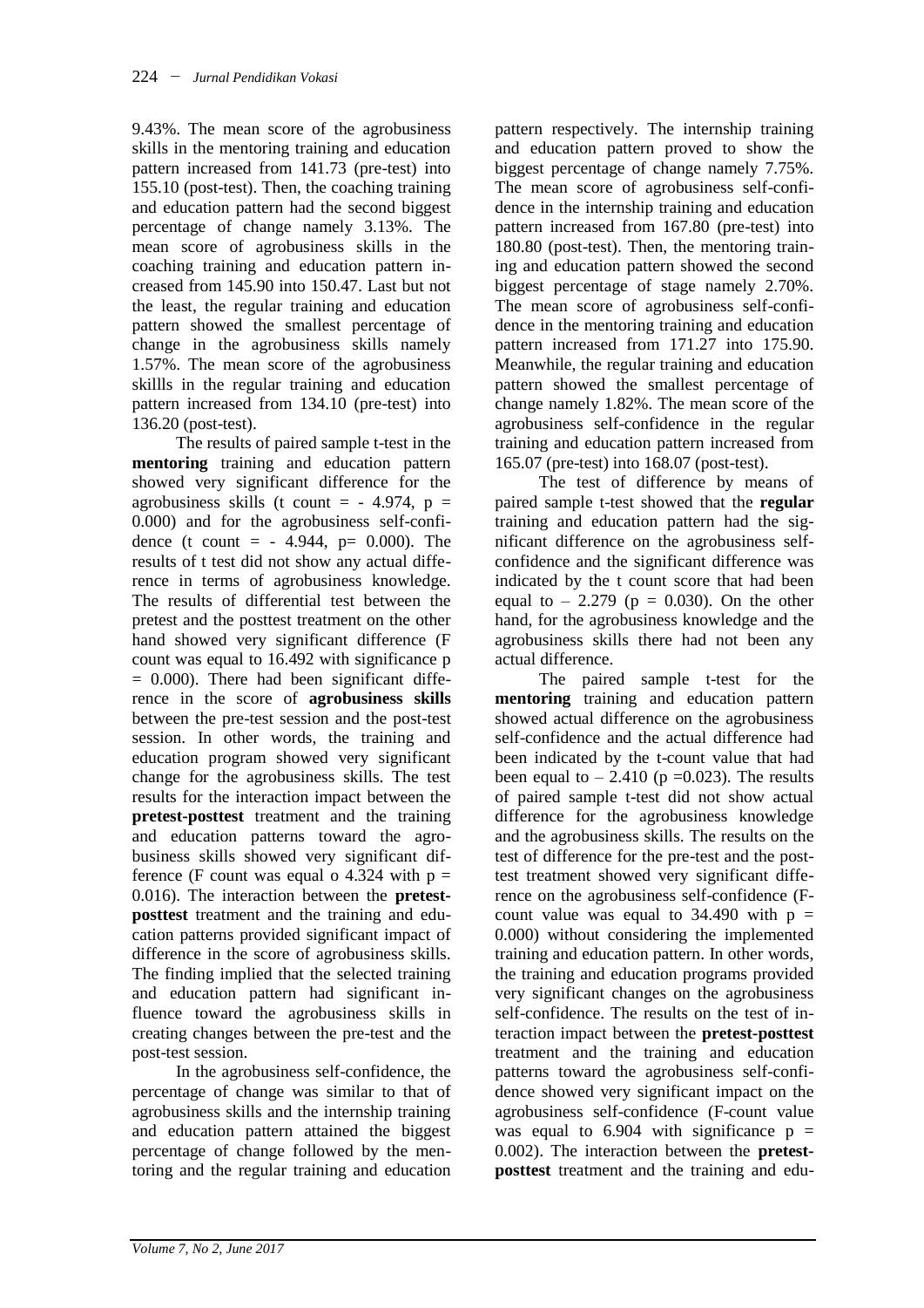9.43%. The mean score of the agrobusiness skills in the mentoring training and education pattern increased from 141.73 (pre-test) into 155.10 (post-test). Then, the coaching training and education pattern had the second biggest percentage of change namely 3.13%. The mean score of agrobusiness skills in the coaching training and education pattern increased from 145.90 into 150.47. Last but not the least, the regular training and education pattern showed the smallest percentage of change in the agrobusiness skills namely 1.57%. The mean score of the agrobusiness skillls in the regular training and education pattern increased from 134.10 (pre-test) into 136.20 (post-test).

The results of paired sample t-test in the **mentoring** training and education pattern showed very significant difference for the agrobusiness skills (t count = - 4.974, p = 0.000) and for the agrobusiness self-confidence (t count = - 4.944, p= 0.000). The results of t test did not show any actual difference in terms of agrobusiness knowledge. The results of differential test between the pretest and the posttest treatment on the other hand showed very significant difference (F count was equal to 16.492 with significance p = 0.000). There had been significant difference in the score of **agrobusiness skills** between the pre-test session and the post-test session. In other words, the training and education program showed very significant change for the agrobusiness skills. The test results for the interaction impact between the **pretest-posttest** treatment and the training and education patterns toward the agrobusiness skills showed very significant difference (F count was equal o 4.324 with p = 0.016). The interaction between the **pretest-posttest** treatment and the training and education patterns provided significant impact of difference in the score of agrobusiness skills. The finding implied that the selected training and education pattern had significant influence toward the agrobusiness skills in creating changes between the pre-test and the post-test session.

In the agrobusiness self-confidence, the percentage of change was similar to that of agrobusiness skills and the internship training and education pattern attained the biggest percentage of change followed by the mentoring and the regular training and education pattern respectively. The internship training and education pattern proved to show the biggest percentage of change namely 7.75%. The mean score of agrobusiness self-confidence in the internship training and education pattern increased from 167.80 (pre-test) into 180.80 (post-test). Then, the mentoring training and education pattern showed the second biggest percentage of stage namely 2.70%. The mean score of agrobusiness self-confidence in the mentoring training and education pattern increased from 171.27 into 175.90. Meanwhile, the regular training and education pattern showed the smallest percentage of change namely 1.82%. The mean score of the agrobusiness self-confidence in the regular training and education pattern increased from 165.07 (pre-test) into 168.07 (post-test).

The test of difference by means of paired sample t-test showed that the **regular** training and education pattern had the significant difference on the agrobusiness self-confidence and the significant difference was indicated by the t count score that had been equal to – 2.279 (p = 0.030). On the other hand, for the agrobusiness knowledge and the agrobusiness skills there had not been any actual difference.

The paired sample t-test for the **mentoring** training and education pattern showed actual difference on the agrobusiness self-confidence and the actual difference had been indicated by the t-count value that had been equal to – 2.410 (p =0.023). The results of paired sample t-test did not show actual difference for the agrobusiness knowledge and the agrobusiness skills. The results on the test of difference for the pre-test and the post-test treatment showed very significant difference on the agrobusiness self-confidence (F-count value was equal to 34.490 with p = 0.000) without considering the implemented training and education pattern. In other words, the training and education programs provided very significant changes on the agrobusiness self-confidence. The results on the test of interaction impact between the **pretest-posttest** treatment and the training and education patterns toward the agrobusiness self-confidence showed very significant impact on the agrobusiness self-confidence (F-count value was equal to 6.904 with significance p = 0.002). The interaction between the **pretest-posttest** treatment and the training and edu-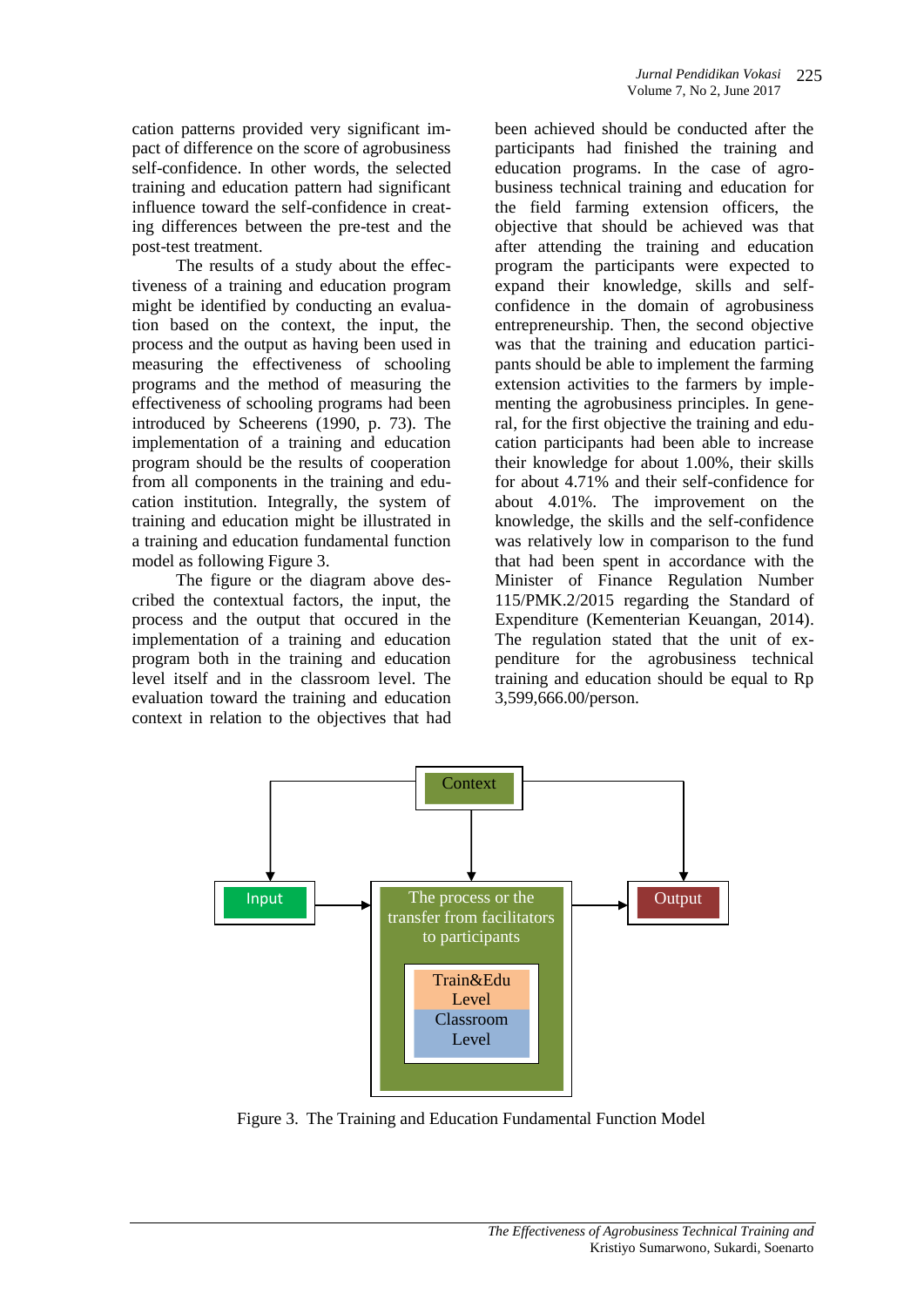cation patterns provided very significant impact of difference on the score of agrobusiness self-confidence. In other words, the selected training and education pattern had significant influence toward the self-confidence in creating differences between the pre-test and the post-test treatment.

The results of a study about the effectiveness of a training and education program might be identified by conducting an evaluation based on the context, the input, the process and the output as having been used in measuring the effectiveness of schooling programs and the method of measuring the effectiveness of schooling programs had been introduced by Scheerens (1990, p. 73). The implementation of a training and education program should be the results of cooperation from all components in the training and education institution. Integrally, the system of training and education might be illustrated in a training and education fundamental function model as following Figure 3.

The figure or the diagram above described the contextual factors, the input, the process and the output that occured in the implementation of a training and education program both in the training and education level itself and in the classroom level. The evaluation toward the training and education context in relation to the objectives that had been achieved should be conducted after the participants had finished the training and education programs. In the case of agrobusiness technical training and education for the field farming extension officers, the objective that should be achieved was that after attending the training and education program the participants were expected to expand their knowledge, skills and self-confidence in the domain of agrobusiness entrepreneurship. Then, the second objective was that the training and education participants should be able to implement the farming extension activities to the farmers by implementing the agrobusiness principles. In general, for the first objective the training and education participants had been able to increase their knowledge for about 1.00%, their skills for about 4.71% and their self-confidence for about 4.01%. The improvement on the knowledge, the skills and the self-confidence was relatively low in comparison to the fund that had been spent in accordance with the Minister of Finance Regulation Number 115/PMK.2/2015 regarding the Standard of Expenditure (Kementerian Keuangan, 2014). The regulation stated that the unit of expenditure for the agrobusiness technical training and education should be equal to Rp 3,599,666.00/person.

Context

Input

The process or the transfer from facilitators to participants

Train&Edu Level

Classroom Level

Output

Figure 3. The Training and Education Fundamental Function Model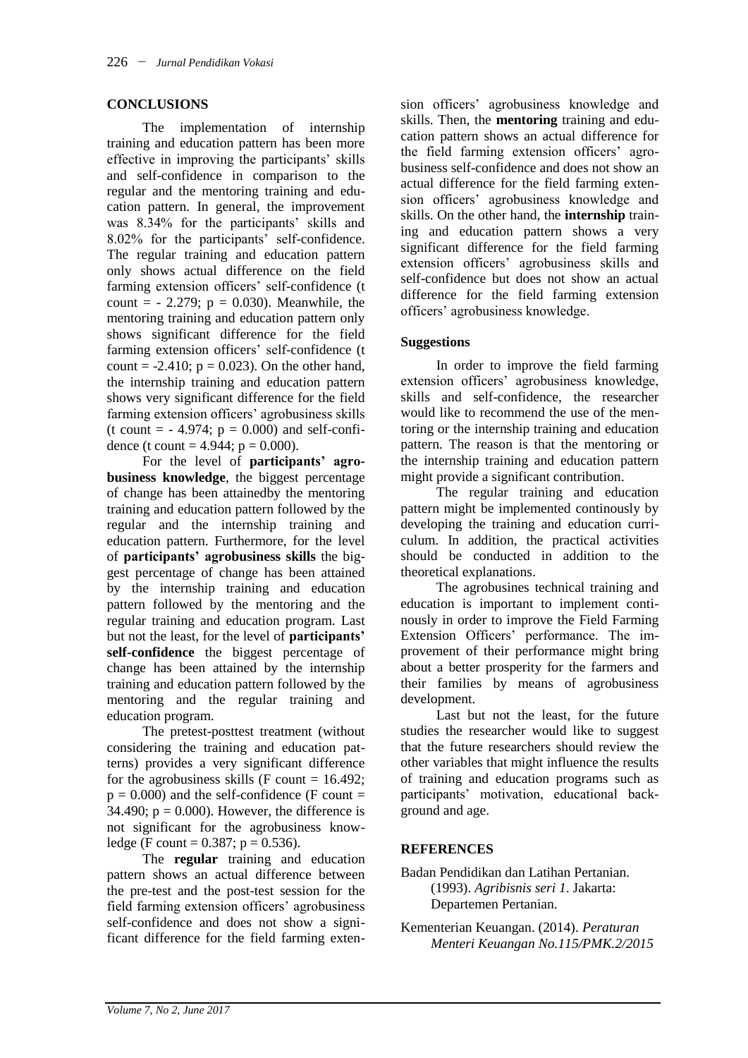## CONCLUSIONS

The implementation of internship training and education pattern has been more effective in improving the participants' skills and self-confidence in comparison to the regular and the mentoring training and education pattern. In general, the improvement was 8.34% for the participants' skills and 8.02% for the participants' self-confidence. The regular training and education pattern only shows actual difference on the field farming extension officers' self-confidence (t count = - 2.279; p = 0.030). Meanwhile, the mentoring training and education pattern only shows significant difference for the field farming extension officers' self-confidence (t count = -2.410; p = 0.023). On the other hand, the internship training and education pattern shows very significant difference for the field farming extension officers' agrobusiness skills (t count = - 4.974; p = 0.000) and self-confidence (t count = 4.944; p = 0.000).

For the level of **participants' agrobusiness knowledge**, the biggest percentage of change has been attainedby the mentoring training and education pattern followed by the regular and the internship training and education pattern. Furthermore, for the level of **participants' agrobusiness skills** the biggest percentage of change has been attained by the internship training and education pattern followed by the mentoring and the regular training and education program. Last but not the least, for the level of **participants' self-confidence** the biggest percentage of change has been attained by the internship training and education pattern followed by the mentoring and the regular training and education program.

The pretest-posttest treatment (without considering the training and education patterns) provides a very significant difference for the agrobusiness skills (F count = 16.492; p = 0.000) and the self-confidence (F count = 34.490; p = 0.000). However, the difference is not significant for the agrobusiness knowledge (F count = 0.387; p = 0.536).

The **regular** training and education pattern shows an actual difference between the pre-test and the post-test session for the field farming extension officers' agrobusiness self-confidence and does not show a significant difference for the field farming extension officers' agrobusiness knowledge and skills. Then, the **mentoring** training and education pattern shows an actual difference for the field farming extension officers' agrobusiness self-confidence and does not show an actual difference for the field farming extension officers' agrobusiness knowledge and skills. On the other hand, the **internship** training and education pattern shows a very significant difference for the field farming extension officers' agrobusiness skills and self-confidence but does not show an actual difference for the field farming extension officers' agrobusiness knowledge.

### Suggestions

In order to improve the field farming extension officers' agrobusiness knowledge, skills and self-confidence, the researcher would like to recommend the use of the mentoring or the internship training and education pattern. The reason is that the mentoring or the internship training and education pattern might provide a significant contribution.

The regular training and education pattern might be implemented continously by developing the training and education curriculum. In addition, the practical activities should be conducted in addition to the theoretical explanations.

The agrobusines technical training and education is important to implement continously in order to improve the Field Farming Extension Officers' performance. The improvement of their performance might bring about a better prosperity for the farmers and their families by means of agrobusiness development.

Last but not the least, for the future studies the researcher would like to suggest that the future researchers should review the other variables that might influence the results of training and education programs such as participants' motivation, educational background and age.

## REFERENCES

Badan Pendidikan dan Latihan Pertanian. (1993). *Agribisnis seri 1*. Jakarta: Departemen Pertanian.

Kementerian Keuangan. (2014). *Peraturan Menteri Keuangan No.115/PMK.2/2015*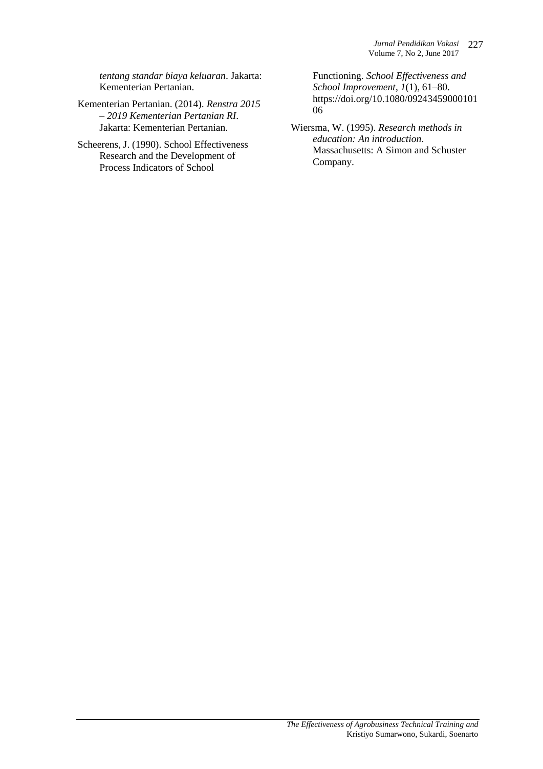*tentang standar biaya keluaran*. Jakarta: Kementerian Pertanian.

Kementerian Pertanian. (2014). *Renstra 2015 – 2019 Kementerian Pertanian RI*. Jakarta: Kementerian Pertanian.

Scheerens, J. (1990). School Effectiveness Research and the Development of Process Indicators of School Functioning. *School Effectiveness and School Improvement*, *1*(1), 61–80. https://doi.org/10.1080/0924345900010106

Wiersma, W. (1995). *Research methods in education: An introduction*. Massachusetts: A Simon and Schuster Company.